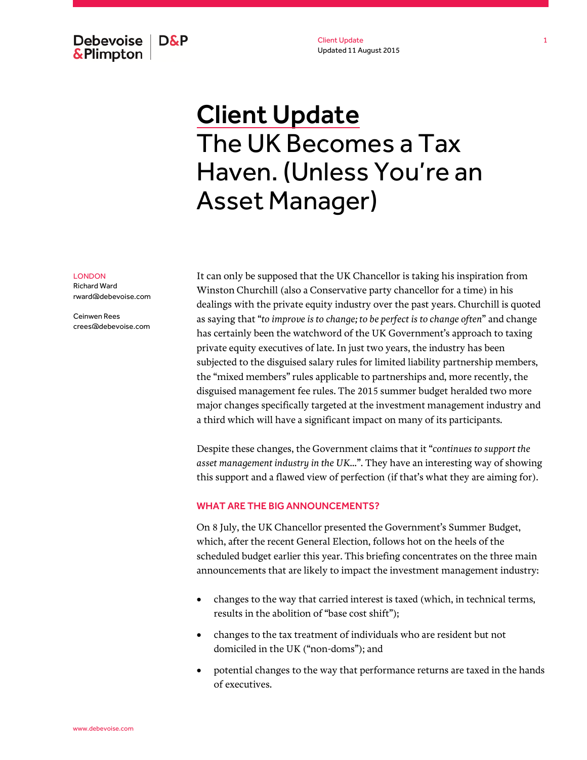Client Update
Updated 11 August 2015

# Client Update
# The UK Becomes a Tax Haven. (Unless You're an Asset Manager)

LONDON
Richard Ward
rward@debevoise.com

Ceinwen Rees
crees@debevoise.com

It can only be supposed that the UK Chancellor is taking his inspiration from Winston Churchill (also a Conservative party chancellor for a time) in his dealings with the private equity industry over the past years. Churchill is quoted as saying that "*to improve is to change; to be perfect is to change often*" and change has certainly been the watchword of the UK Government's approach to taxing private equity executives of late. In just two years, the industry has been subjected to the disguised salary rules for limited liability partnership members, the "mixed members" rules applicable to partnerships and, more recently, the disguised management fee rules. The 2015 summer budget heralded two more major changes specifically targeted at the investment management industry and a third which will have a significant impact on many of its participants.

Despite these changes, the Government claims that it "*continues to support the asset management industry in the UK…*". They have an interesting way of showing this support and a flawed view of perfection (if that's what they are aiming for).

## WHAT ARE THE BIG ANNOUNCEMENTS?

On 8 July, the UK Chancellor presented the Government's Summer Budget, which, after the recent General Election, follows hot on the heels of the scheduled budget earlier this year. This briefing concentrates on the three main announcements that are likely to impact the investment management industry:

- changes to the way that carried interest is taxed (which, in technical terms, results in the abolition of "base cost shift");
- changes to the tax treatment of individuals who are resident but not domiciled in the UK ("non-doms"); and
- potential changes to the way that performance returns are taxed in the hands of executives.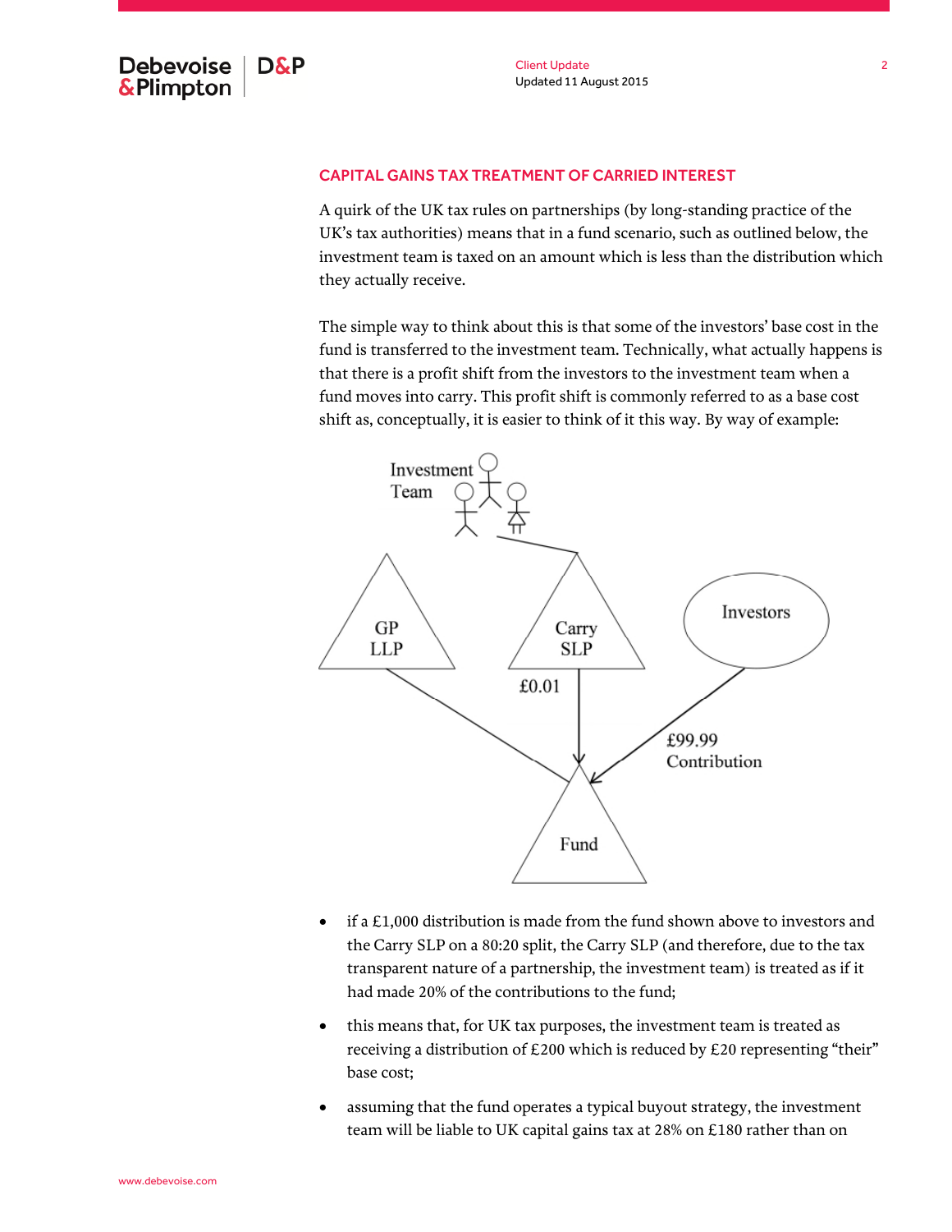## CAPITAL GAINS TAX TREATMENT OF CARRIED INTEREST

A quirk of the UK tax rules on partnerships (by long-standing practice of the UK's tax authorities) means that in a fund scenario, such as outlined below, the investment team is taxed on an amount which is less than the distribution which they actually receive.

The simple way to think about this is that some of the investors' base cost in the fund is transferred to the investment team. Technically, what actually happens is that there is a profit shift from the investors to the investment team when a fund moves into carry. This profit shift is commonly referred to as a base cost shift as, conceptually, it is easier to think of it this way. By way of example:

Investment Team

GP LLP

Carry SLP

Investors

£0.01

£99.99 Contribution

Fund

- if a £1,000 distribution is made from the fund shown above to investors and the Carry SLP on a 80:20 split, the Carry SLP (and therefore, due to the tax transparent nature of a partnership, the investment team) is treated as if it had made 20% of the contributions to the fund;
- this means that, for UK tax purposes, the investment team is treated as receiving a distribution of £200 which is reduced by £20 representing "their" base cost;
- assuming that the fund operates a typical buyout strategy, the investment team will be liable to UK capital gains tax at 28% on £180 rather than on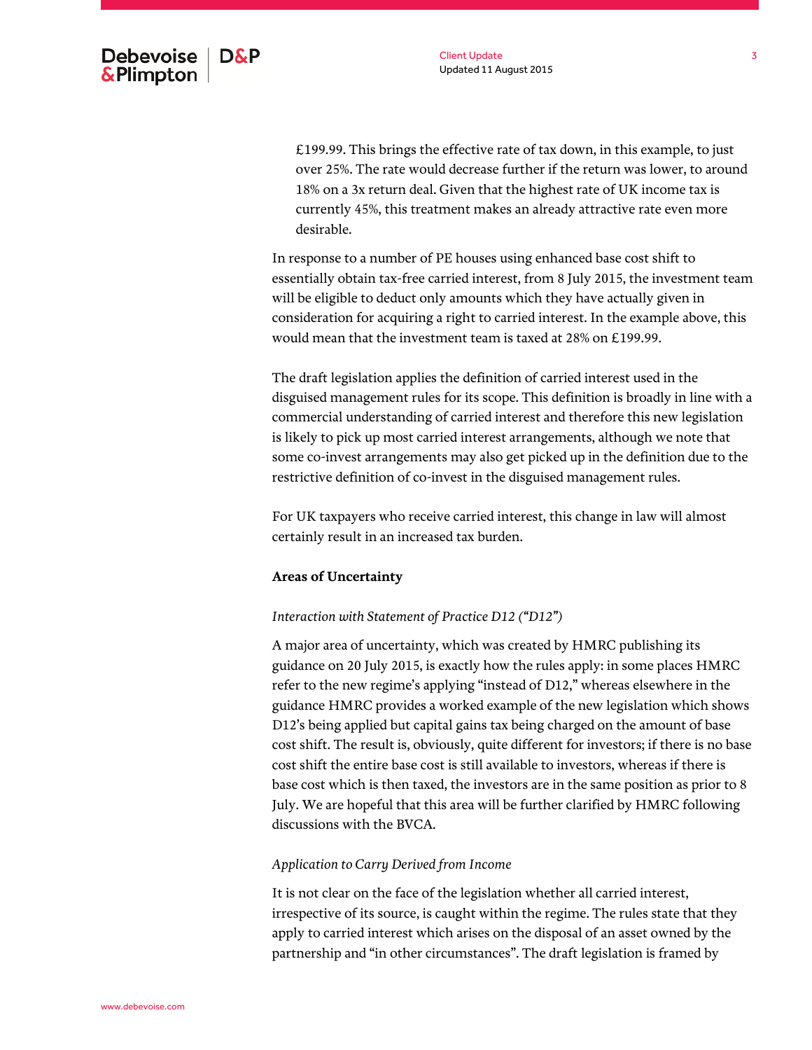£199.99. This brings the effective rate of tax down, in this example, to just over 25%. The rate would decrease further if the return was lower, to around 18% on a 3x return deal. Given that the highest rate of UK income tax is currently 45%, this treatment makes an already attractive rate even more desirable.

In response to a number of PE houses using enhanced base cost shift to essentially obtain tax-free carried interest, from 8 July 2015, the investment team will be eligible to deduct only amounts which they have actually given in consideration for acquiring a right to carried interest. In the example above, this would mean that the investment team is taxed at 28% on £199.99.

The draft legislation applies the definition of carried interest used in the disguised management rules for its scope. This definition is broadly in line with a commercial understanding of carried interest and therefore this new legislation is likely to pick up most carried interest arrangements, although we note that some co-invest arrangements may also get picked up in the definition due to the restrictive definition of co-invest in the disguised management rules.

For UK taxpayers who receive carried interest, this change in law will almost certainly result in an increased tax burden.

**Areas of Uncertainty**

*Interaction with Statement of Practice D12 ("D12")*

A major area of uncertainty, which was created by HMRC publishing its guidance on 20 July 2015, is exactly how the rules apply: in some places HMRC refer to the new regime's applying "instead of D12," whereas elsewhere in the guidance HMRC provides a worked example of the new legislation which shows D12's being applied but capital gains tax being charged on the amount of base cost shift. The result is, obviously, quite different for investors; if there is no base cost shift the entire base cost is still available to investors, whereas if there is base cost which is then taxed, the investors are in the same position as prior to 8 July. We are hopeful that this area will be further clarified by HMRC following discussions with the BVCA.

*Application to Carry Derived from Income*

It is not clear on the face of the legislation whether all carried interest, irrespective of its source, is caught within the regime. The rules state that they apply to carried interest which arises on the disposal of an asset owned by the partnership and "in other circumstances". The draft legislation is framed by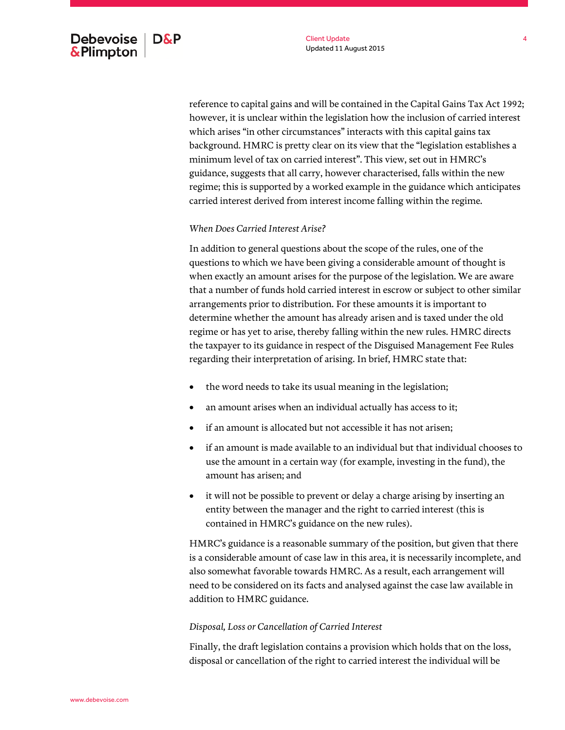reference to capital gains and will be contained in the Capital Gains Tax Act 1992; however, it is unclear within the legislation how the inclusion of carried interest which arises "in other circumstances" interacts with this capital gains tax background. HMRC is pretty clear on its view that the "legislation establishes a minimum level of tax on carried interest". This view, set out in HMRC's guidance, suggests that all carry, however characterised, falls within the new regime; this is supported by a worked example in the guidance which anticipates carried interest derived from interest income falling within the regime.

*When Does Carried Interest Arise?*

In addition to general questions about the scope of the rules, one of the questions to which we have been giving a considerable amount of thought is when exactly an amount arises for the purpose of the legislation. We are aware that a number of funds hold carried interest in escrow or subject to other similar arrangements prior to distribution. For these amounts it is important to determine whether the amount has already arisen and is taxed under the old regime or has yet to arise, thereby falling within the new rules. HMRC directs the taxpayer to its guidance in respect of the Disguised Management Fee Rules regarding their interpretation of arising. In brief, HMRC state that:

- the word needs to take its usual meaning in the legislation;
- an amount arises when an individual actually has access to it;
- if an amount is allocated but not accessible it has not arisen;
- if an amount is made available to an individual but that individual chooses to use the amount in a certain way (for example, investing in the fund), the amount has arisen; and
- it will not be possible to prevent or delay a charge arising by inserting an entity between the manager and the right to carried interest (this is contained in HMRC's guidance on the new rules).

HMRC's guidance is a reasonable summary of the position, but given that there is a considerable amount of case law in this area, it is necessarily incomplete, and also somewhat favorable towards HMRC. As a result, each arrangement will need to be considered on its facts and analysed against the case law available in addition to HMRC guidance.

*Disposal, Loss or Cancellation of Carried Interest*

Finally, the draft legislation contains a provision which holds that on the loss, disposal or cancellation of the right to carried interest the individual will be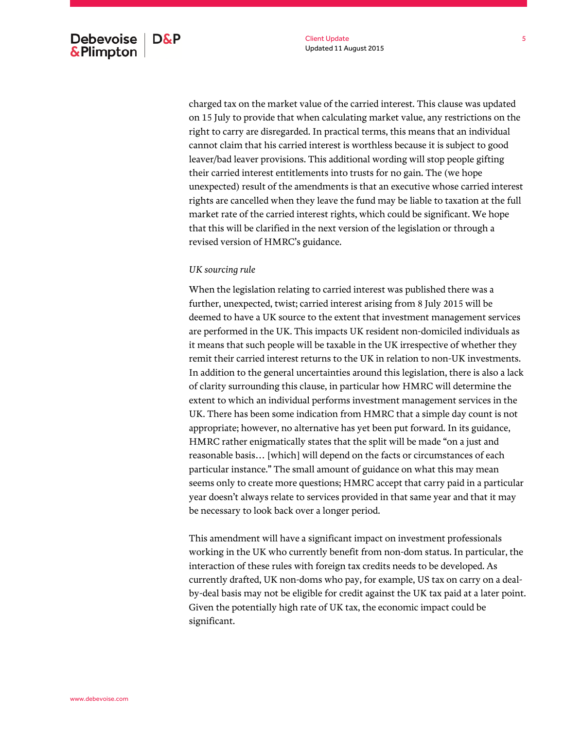charged tax on the market value of the carried interest. This clause was updated on 15 July to provide that when calculating market value, any restrictions on the right to carry are disregarded. In practical terms, this means that an individual cannot claim that his carried interest is worthless because it is subject to good leaver/bad leaver provisions. This additional wording will stop people gifting their carried interest entitlements into trusts for no gain. The (we hope unexpected) result of the amendments is that an executive whose carried interest rights are cancelled when they leave the fund may be liable to taxation at the full market rate of the carried interest rights, which could be significant. We hope that this will be clarified in the next version of the legislation or through a revised version of HMRC's guidance.

*UK sourcing rule*

When the legislation relating to carried interest was published there was a further, unexpected, twist; carried interest arising from 8 July 2015 will be deemed to have a UK source to the extent that investment management services are performed in the UK. This impacts UK resident non-domiciled individuals as it means that such people will be taxable in the UK irrespective of whether they remit their carried interest returns to the UK in relation to non-UK investments. In addition to the general uncertainties around this legislation, there is also a lack of clarity surrounding this clause, in particular how HMRC will determine the extent to which an individual performs investment management services in the UK. There has been some indication from HMRC that a simple day count is not appropriate; however, no alternative has yet been put forward. In its guidance, HMRC rather enigmatically states that the split will be made "on a just and reasonable basis… [which] will depend on the facts or circumstances of each particular instance." The small amount of guidance on what this may mean seems only to create more questions; HMRC accept that carry paid in a particular year doesn't always relate to services provided in that same year and that it may be necessary to look back over a longer period.

This amendment will have a significant impact on investment professionals working in the UK who currently benefit from non-dom status. In particular, the interaction of these rules with foreign tax credits needs to be developed. As currently drafted, UK non-doms who pay, for example, US tax on carry on a deal-by-deal basis may not be eligible for credit against the UK tax paid at a later point. Given the potentially high rate of UK tax, the economic impact could be significant.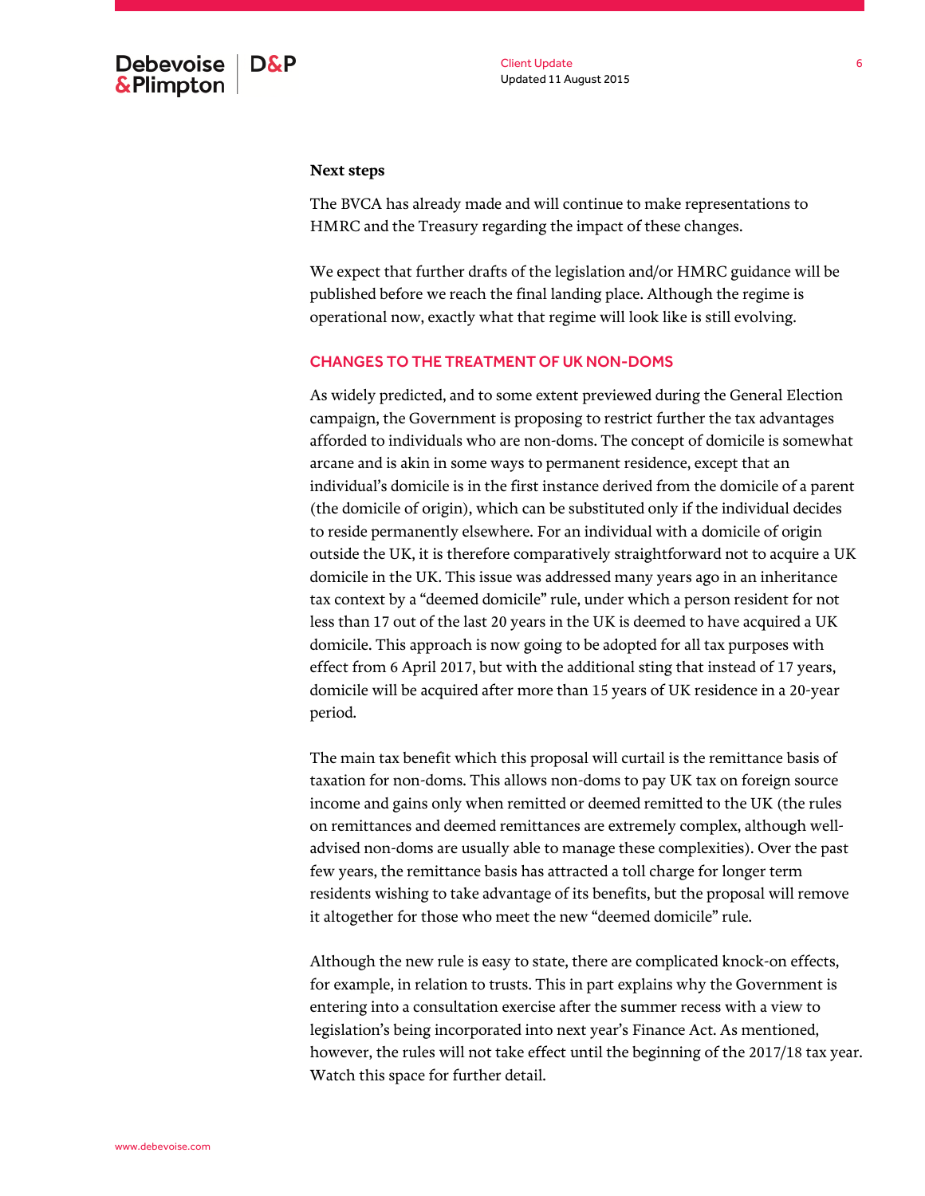**Next steps**

The BVCA has already made and will continue to make representations to HMRC and the Treasury regarding the impact of these changes.

We expect that further drafts of the legislation and/or HMRC guidance will be published before we reach the final landing place. Although the regime is operational now, exactly what that regime will look like is still evolving.

## CHANGES TO THE TREATMENT OF UK NON-DOMS

As widely predicted, and to some extent previewed during the General Election campaign, the Government is proposing to restrict further the tax advantages afforded to individuals who are non-doms. The concept of domicile is somewhat arcane and is akin in some ways to permanent residence, except that an individual's domicile is in the first instance derived from the domicile of a parent (the domicile of origin), which can be substituted only if the individual decides to reside permanently elsewhere. For an individual with a domicile of origin outside the UK, it is therefore comparatively straightforward not to acquire a UK domicile in the UK. This issue was addressed many years ago in an inheritance tax context by a "deemed domicile" rule, under which a person resident for not less than 17 out of the last 20 years in the UK is deemed to have acquired a UK domicile. This approach is now going to be adopted for all tax purposes with effect from 6 April 2017, but with the additional sting that instead of 17 years, domicile will be acquired after more than 15 years of UK residence in a 20-year period.

The main tax benefit which this proposal will curtail is the remittance basis of taxation for non-doms. This allows non-doms to pay UK tax on foreign source income and gains only when remitted or deemed remitted to the UK (the rules on remittances and deemed remittances are extremely complex, although well-advised non-doms are usually able to manage these complexities). Over the past few years, the remittance basis has attracted a toll charge for longer term residents wishing to take advantage of its benefits, but the proposal will remove it altogether for those who meet the new "deemed domicile" rule.

Although the new rule is easy to state, there are complicated knock-on effects, for example, in relation to trusts. This in part explains why the Government is entering into a consultation exercise after the summer recess with a view to legislation's being incorporated into next year's Finance Act. As mentioned, however, the rules will not take effect until the beginning of the 2017/18 tax year. Watch this space for further detail.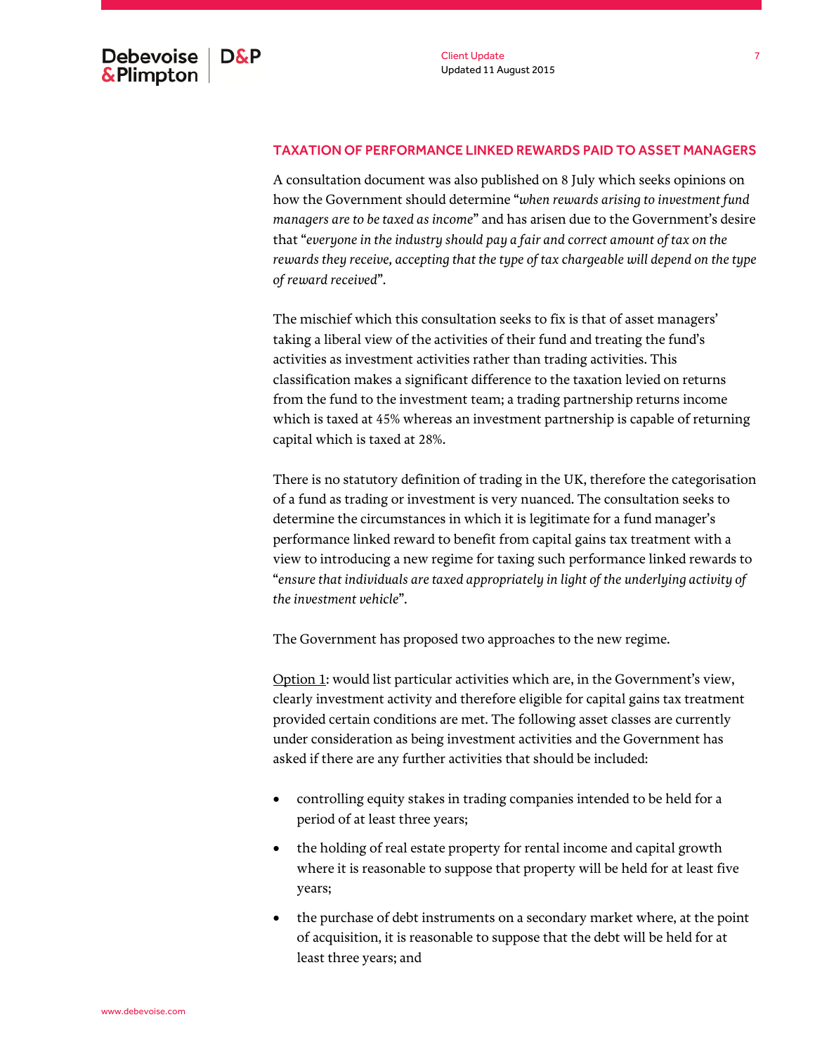## TAXATION OF PERFORMANCE LINKED REWARDS PAID TO ASSET MANAGERS

A consultation document was also published on 8 July which seeks opinions on how the Government should determine "*when rewards arising to investment fund managers are to be taxed as income*" and has arisen due to the Government's desire that "*everyone in the industry should pay a fair and correct amount of tax on the rewards they receive, accepting that the type of tax chargeable will depend on the type of reward received*".

The mischief which this consultation seeks to fix is that of asset managers' taking a liberal view of the activities of their fund and treating the fund's activities as investment activities rather than trading activities. This classification makes a significant difference to the taxation levied on returns from the fund to the investment team; a trading partnership returns income which is taxed at 45% whereas an investment partnership is capable of returning capital which is taxed at 28%.

There is no statutory definition of trading in the UK, therefore the categorisation of a fund as trading or investment is very nuanced. The consultation seeks to determine the circumstances in which it is legitimate for a fund manager's performance linked reward to benefit from capital gains tax treatment with a view to introducing a new regime for taxing such performance linked rewards to "*ensure that individuals are taxed appropriately in light of the underlying activity of the investment vehicle*".

The Government has proposed two approaches to the new regime.

<u>Option 1</u>: would list particular activities which are, in the Government's view, clearly investment activity and therefore eligible for capital gains tax treatment provided certain conditions are met. The following asset classes are currently under consideration as being investment activities and the Government has asked if there are any further activities that should be included:

- controlling equity stakes in trading companies intended to be held for a period of at least three years;
- the holding of real estate property for rental income and capital growth where it is reasonable to suppose that property will be held for at least five years;
- the purchase of debt instruments on a secondary market where, at the point of acquisition, it is reasonable to suppose that the debt will be held for at least three years; and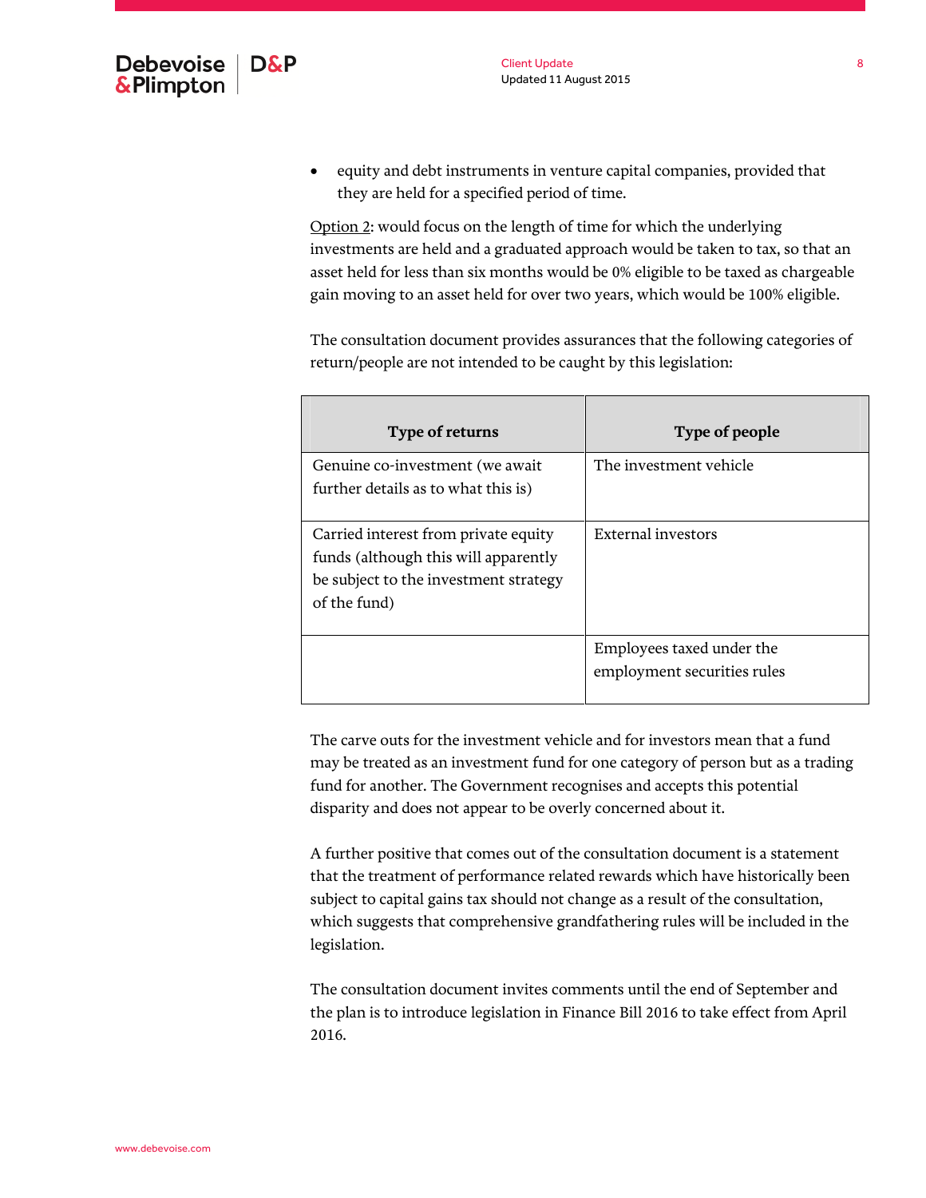- equity and debt instruments in venture capital companies, provided that they are held for a specified period of time.

Option 2: would focus on the length of time for which the underlying investments are held and a graduated approach would be taken to tax, so that an asset held for less than six months would be 0% eligible to be taxed as chargeable gain moving to an asset held for over two years, which would be 100% eligible.

The consultation document provides assurances that the following categories of return/people are not intended to be caught by this legislation:

| Type of returns | Type of people |
|---|---|
| Genuine co-investment (we await further details as to what this is) | The investment vehicle |
| Carried interest from private equity funds (although this will apparently be subject to the investment strategy of the fund) | External investors |
| | Employees taxed under the employment securities rules |

The carve outs for the investment vehicle and for investors mean that a fund may be treated as an investment fund for one category of person but as a trading fund for another. The Government recognises and accepts this potential disparity and does not appear to be overly concerned about it.

A further positive that comes out of the consultation document is a statement that the treatment of performance related rewards which have historically been subject to capital gains tax should not change as a result of the consultation, which suggests that comprehensive grandfathering rules will be included in the legislation.

The consultation document invites comments until the end of September and the plan is to introduce legislation in Finance Bill 2016 to take effect from April 2016.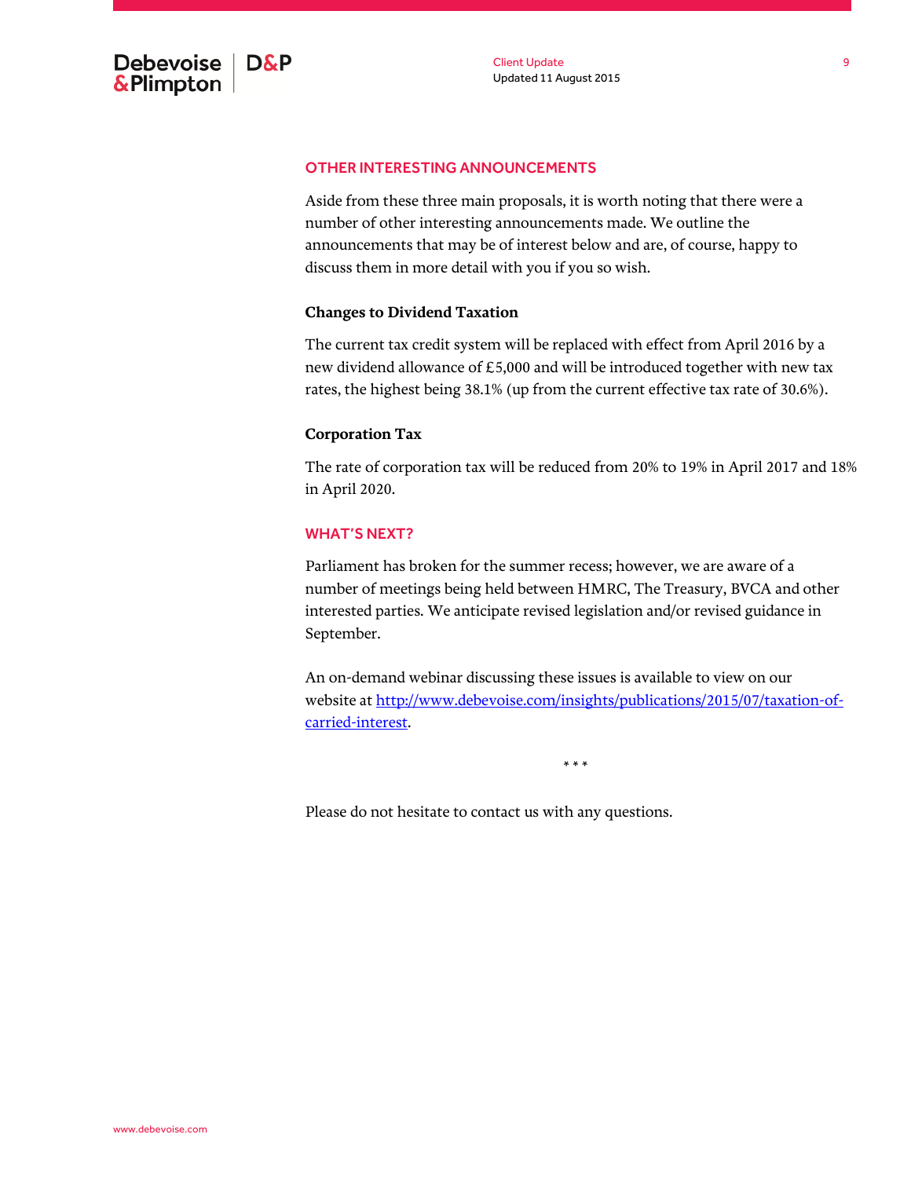## OTHER INTERESTING ANNOUNCEMENTS

Aside from these three main proposals, it is worth noting that there were a number of other interesting announcements made. We outline the announcements that may be of interest below and are, of course, happy to discuss them in more detail with you if you so wish.

### Changes to Dividend Taxation

The current tax credit system will be replaced with effect from April 2016 by a new dividend allowance of £5,000 and will be introduced together with new tax rates, the highest being 38.1% (up from the current effective tax rate of 30.6%).

### Corporation Tax

The rate of corporation tax will be reduced from 20% to 19% in April 2017 and 18% in April 2020.

## WHAT'S NEXT?

Parliament has broken for the summer recess; however, we are aware of a number of meetings being held between HMRC, The Treasury, BVCA and other interested parties. We anticipate revised legislation and/or revised guidance in September.

An on-demand webinar discussing these issues is available to view on our website at [http://www.debevoise.com/insights/publications/2015/07/taxation-of-carried-interest](http://www.debevoise.com/insights/publications/2015/07/taxation-of-carried-interest).

* * *

Please do not hesitate to contact us with any questions.